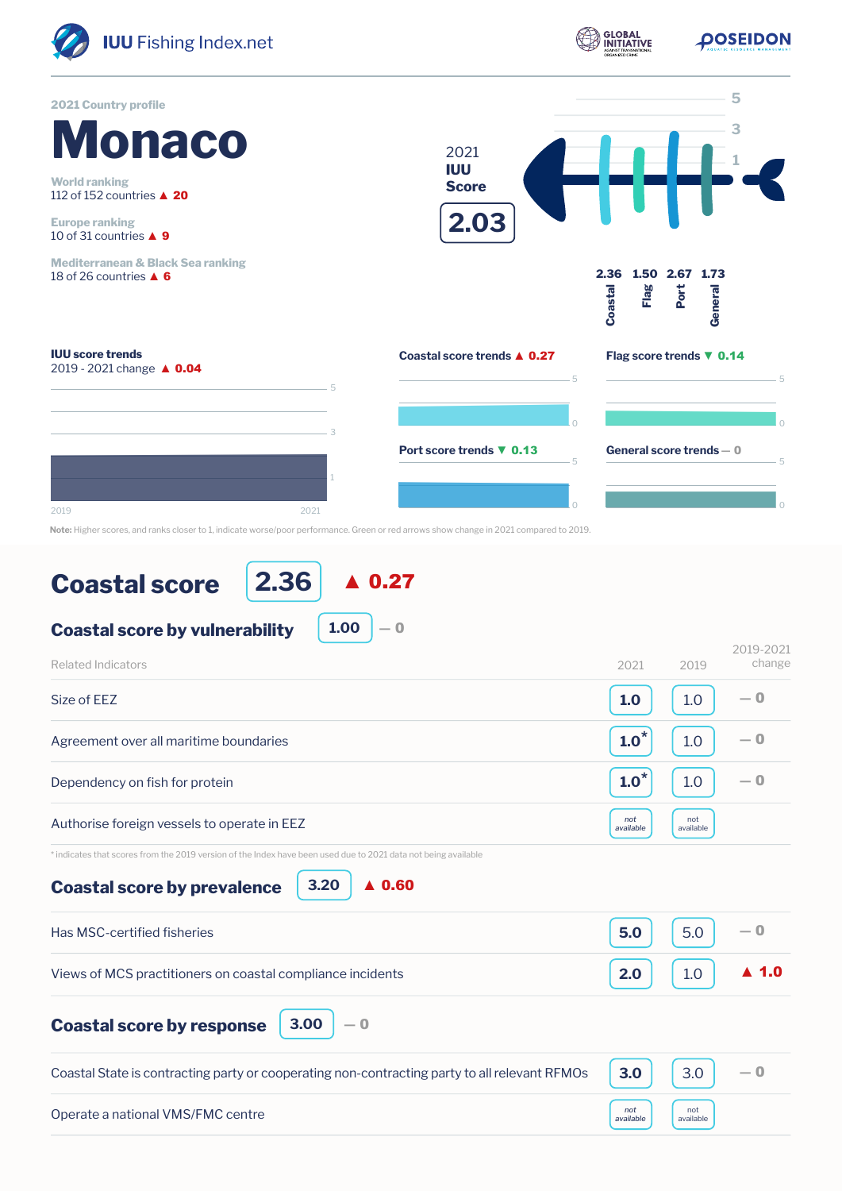IUU Fishing Index.net

2021 Country profile

# Monaco

World ranking
112 of 152 countries ▲ 20

Europe ranking
10 of 31 countries ▲ 9

Mediterranean & Black Sea ranking
18 of 26 countries ▲ 6

2021 **IUU Score**

**2.03**

| Coastal | Flag | Port | General |
|---|---|---|---|
| 2.36 | 1.50 | 2.67 | 1.73 |

**IUU score trends**
2019 - 2021 change ▲ 0.04

**Coastal score trends** ▲ 0.27

**Flag score trends** ▼ 0.14

**Port score trends** ▼ 0.13

**General score trends** — 0

**Note:** Higher scores, and ranks closer to 1, indicate worse/poor performance. Green or red arrows show change in 2021 compared to 2019.

## Coastal score 2.36 ▲ 0.27

### Coastal score by vulnerability 1.00 — 0

| Related Indicators | 2021 | 2019 | 2019-2021 change |
|---|---|---|---|
| Size of EEZ | 1.0 | 1.0 | — 0 |
| Agreement over all maritime boundaries | 1.0* | 1.0 | — 0 |
| Dependency on fish for protein | 1.0* | 1.0 | — 0 |
| Authorise foreign vessels to operate in EEZ | not available | not available | |

* indicates that scores from the 2019 version of the Index have been used due to 2021 data not being available

### Coastal score by prevalence 3.20 ▲ 0.60

| Related Indicators | 2021 | 2019 | 2019-2021 change |
|---|---|---|---|
| Has MSC-certified fisheries | 5.0 | 5.0 | — 0 |
| Views of MCS practitioners on coastal compliance incidents | 2.0 | 1.0 | ▲ 1.0 |

### Coastal score by response 3.00 — 0

| Related Indicators | 2021 | 2019 | 2019-2021 change |
|---|---|---|---|
| Coastal State is contracting party or cooperating non-contracting party to all relevant RFMOs | 3.0 | 3.0 | — 0 |
| Operate a national VMS/FMC centre | not available | not available | |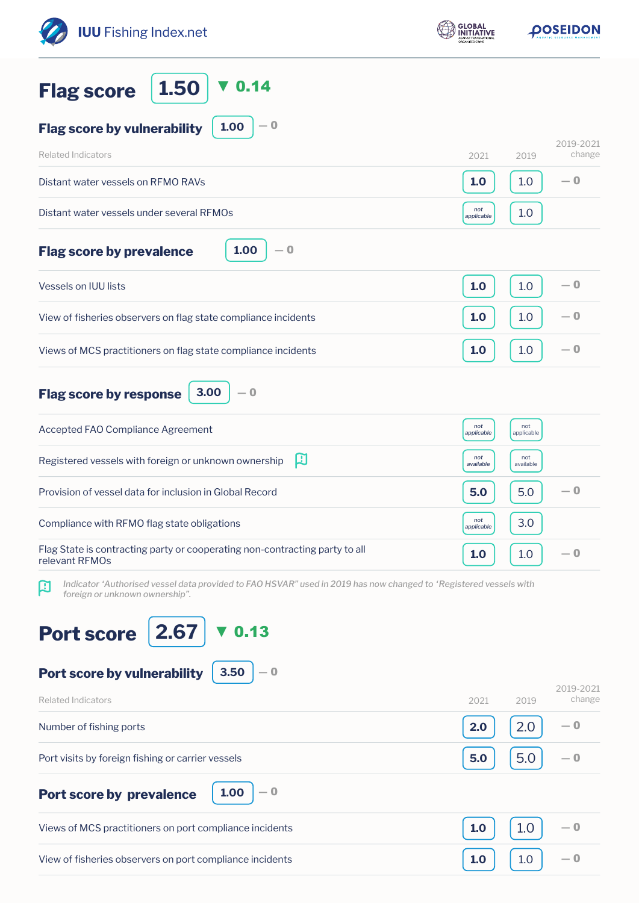## Flag score 1.50 ▼ 0.14

### Flag score by vulnerability 1.00 — 0

| Related Indicators | 2021 | 2019 | 2019-2021 change |
|---|---|---|---|
| Distant water vessels on RFMO RAVs | 1.0 | 1.0 | — 0 |
| Distant water vessels under several RFMOs | not applicable | 1.0 | |

### Flag score by prevalence 1.00 — 0

| Related Indicators | 2021 | 2019 | 2019-2021 change |
|---|---|---|---|
| Vessels on IUU lists | 1.0 | 1.0 | — 0 |
| View of fisheries observers on flag state compliance incidents | 1.0 | 1.0 | — 0 |
| Views of MCS practitioners on flag state compliance incidents | 1.0 | 1.0 | — 0 |

### Flag score by response 3.00 — 0

| Related Indicators | 2021 | 2019 | 2019-2021 change |
|---|---|---|---|
| Accepted FAO Compliance Agreement | not applicable | not applicable | |
| Registered vessels with foreign or unknown ownership | not available | not available | |
| Provision of vessel data for inclusion in Global Record | 5.0 | 5.0 | — 0 |
| Compliance with RFMO flag state obligations | not applicable | 3.0 | |
| Flag State is contracting party or cooperating non-contracting party to all relevant RFMOs | 1.0 | 1.0 | — 0 |

*Indicator 'Authorised vessel data provided to FAO HSVAR" used in 2019 has now changed to 'Registered vessels with foreign or unknown ownership".*

## Port score 2.67 ▼ 0.13

### Port score by vulnerability 3.50 — 0

| Related Indicators | 2021 | 2019 | 2019-2021 change |
|---|---|---|---|
| Number of fishing ports | 2.0 | 2.0 | — 0 |
| Port visits by foreign fishing or carrier vessels | 5.0 | 5.0 | — 0 |

### Port score by prevalence 1.00 — 0

| Related Indicators | 2021 | 2019 | 2019-2021 change |
|---|---|---|---|
| Views of MCS practitioners on port compliance incidents | 1.0 | 1.0 | — 0 |
| View of fisheries observers on port compliance incidents | 1.0 | 1.0 | — 0 |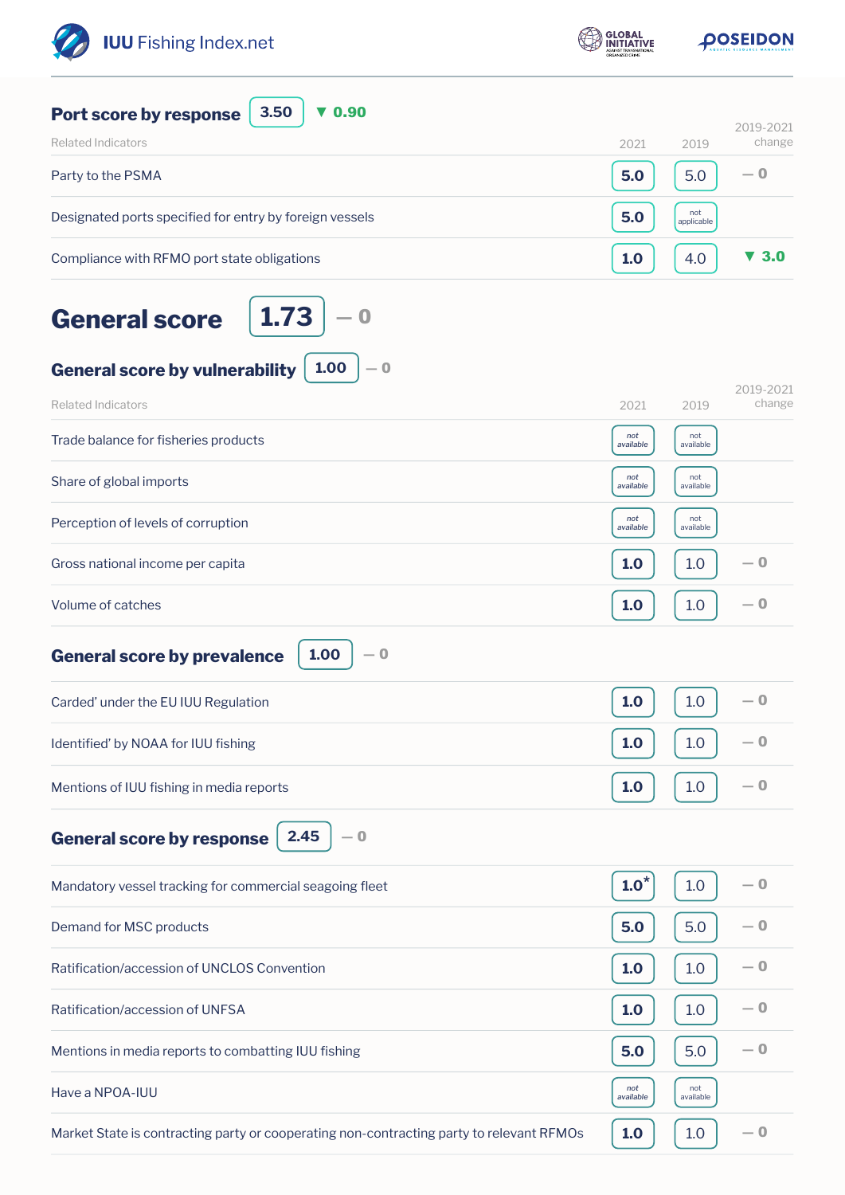## Port score by response 3.50 ▼ 0.90

| Related Indicators | 2021 | 2019 | 2019-2021 change |
|---|---|---|---|
| Party to the PSMA | 5.0 | 5.0 | — 0 |
| Designated ports specified for entry by foreign vessels | 5.0 | not applicable | |
| Compliance with RFMO port state obligations | 1.0 | 4.0 | ▼ 3.0 |

# General score 1.73 — 0

## General score by vulnerability 1.00 — 0

| Related Indicators | 2021 | 2019 | 2019-2021 change |
|---|---|---|---|
| Trade balance for fisheries products | not available | not available | |
| Share of global imports | not available | not available | |
| Perception of levels of corruption | not available | not available | |
| Gross national income per capita | 1.0 | 1.0 | — 0 |
| Volume of catches | 1.0 | 1.0 | — 0 |

## General score by prevalence 1.00 — 0

| | | | |
|---|---|---|---|
| Carded' under the EU IUU Regulation | 1.0 | 1.0 | — 0 |
| Identified' by NOAA for IUU fishing | 1.0 | 1.0 | — 0 |
| Mentions of IUU fishing in media reports | 1.0 | 1.0 | — 0 |

## General score by response 2.45 — 0

| | | | |
|---|---|---|---|
| Mandatory vessel tracking for commercial seagoing fleet | 1.0* | 1.0 | — 0 |
| Demand for MSC products | 5.0 | 5.0 | — 0 |
| Ratification/accession of UNCLOS Convention | 1.0 | 1.0 | — 0 |
| Ratification/accession of UNFSA | 1.0 | 1.0 | — 0 |
| Mentions in media reports to combatting IUU fishing | 5.0 | 5.0 | — 0 |
| Have a NPOA-IUU | not available | not available | |
| Market State is contracting party or cooperating non-contracting party to relevant RFMOs | 1.0 | 1.0 | — 0 |